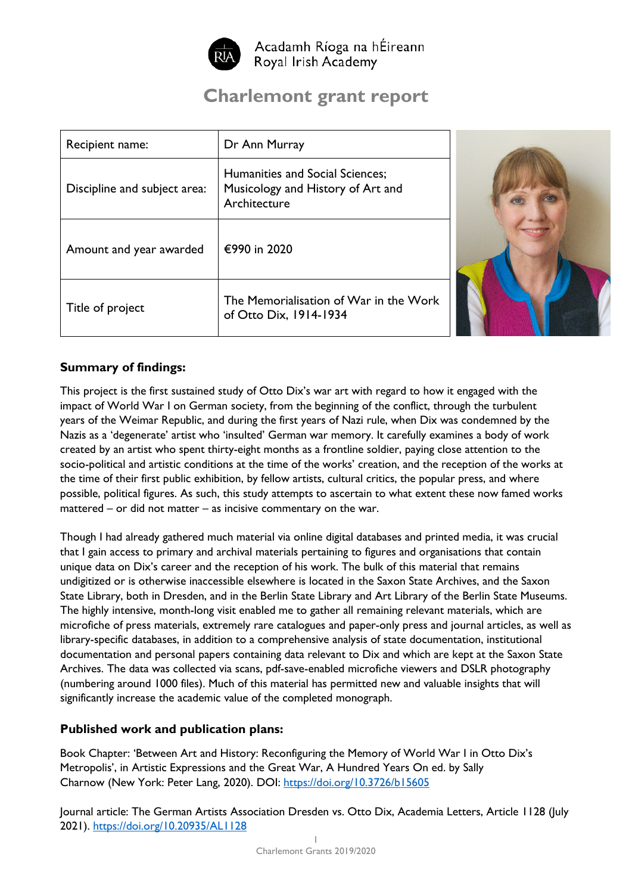Acadamh Ríoga na hÉireann
Royal Irish Academy

# Charlemont grant report

| Recipient name: | Dr Ann Murray |
|---|---|
| Discipline and subject area: | Humanities and Social Sciences; Musicology and History of Art and Architecture |
| Amount and year awarded | €990 in 2020 |
| Title of project | The Memorialisation of War in the Work of Otto Dix, 1914-1934 |

## Summary of findings:

This project is the first sustained study of Otto Dix's war art with regard to how it engaged with the impact of World War I on German society, from the beginning of the conflict, through the turbulent years of the Weimar Republic, and during the first years of Nazi rule, when Dix was condemned by the Nazis as a 'degenerate' artist who 'insulted' German war memory. It carefully examines a body of work created by an artist who spent thirty-eight months as a frontline soldier, paying close attention to the socio-political and artistic conditions at the time of the works' creation, and the reception of the works at the time of their first public exhibition, by fellow artists, cultural critics, the popular press, and where possible, political figures. As such, this study attempts to ascertain to what extent these now famed works mattered – or did not matter – as incisive commentary on the war.

Though I had already gathered much material via online digital databases and printed media, it was crucial that I gain access to primary and archival materials pertaining to figures and organisations that contain unique data on Dix's career and the reception of his work. The bulk of this material that remains undigitized or is otherwise inaccessible elsewhere is located in the Saxon State Archives, and the Saxon State Library, both in Dresden, and in the Berlin State Library and Art Library of the Berlin State Museums. The highly intensive, month-long visit enabled me to gather all remaining relevant materials, which are microfiche of press materials, extremely rare catalogues and paper-only press and journal articles, as well as library-specific databases, in addition to a comprehensive analysis of state documentation, institutional documentation and personal papers containing data relevant to Dix and which are kept at the Saxon State Archives. The data was collected via scans, pdf-save-enabled microfiche viewers and DSLR photography (numbering around 1000 files). Much of this material has permitted new and valuable insights that will significantly increase the academic value of the completed monograph.

## Published work and publication plans:

Book Chapter: 'Between Art and History: Reconfiguring the Memory of World War I in Otto Dix's Metropolis', in Artistic Expressions and the Great War, A Hundred Years On ed. by Sally Charnow (New York: Peter Lang, 2020). DOI: https://doi.org/10.3726/b15605

Journal article: The German Artists Association Dresden vs. Otto Dix, Academia Letters, Article 1128 (July 2021). https://doi.org/10.20935/AL1128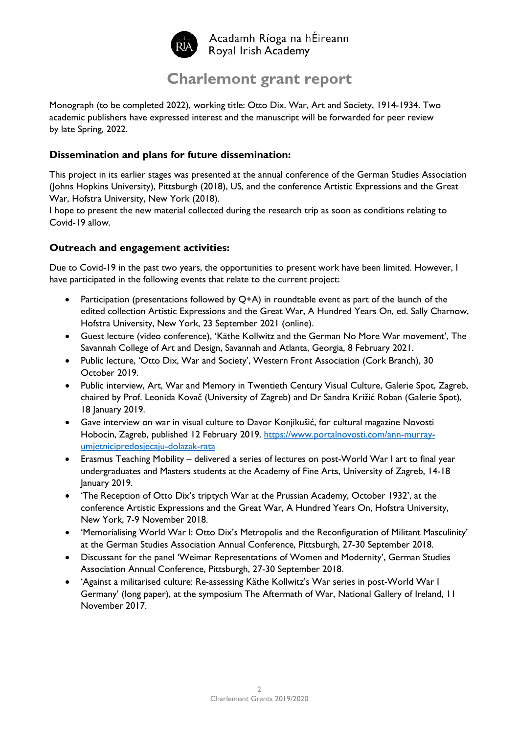# Charlemont grant report

Monograph (to be completed 2022), working title: Otto Dix. War, Art and Society, 1914-1934. Two academic publishers have expressed interest and the manuscript will be forwarded for peer review by late Spring, 2022.

## Dissemination and plans for future dissemination:

This project in its earlier stages was presented at the annual conference of the German Studies Association (Johns Hopkins University), Pittsburgh (2018), US, and the conference Artistic Expressions and the Great War, Hofstra University, New York (2018).

I hope to present the new material collected during the research trip as soon as conditions relating to Covid-19 allow.

## Outreach and engagement activities:

Due to Covid-19 in the past two years, the opportunities to present work have been limited. However, I have participated in the following events that relate to the current project:

- Participation (presentations followed by Q+A) in roundtable event as part of the launch of the edited collection Artistic Expressions and the Great War, A Hundred Years On, ed. Sally Charnow, Hofstra University, New York, 23 September 2021 (online).
- Guest lecture (video conference), 'Käthe Kollwitz and the German No More War movement', The Savannah College of Art and Design, Savannah and Atlanta, Georgia, 8 February 2021.
- Public lecture, 'Otto Dix, War and Society', Western Front Association (Cork Branch), 30 October 2019.
- Public interview, Art, War and Memory in Twentieth Century Visual Culture, Galerie Spot, Zagreb, chaired by Prof. Leonida Kovač (University of Zagreb) and Dr Sandra Križić Roban (Galerie Spot), 18 January 2019.
- Gave interview on war in visual culture to Davor Konjikušić, for cultural magazine Novosti Hobocin, Zagreb, published 12 February 2019. [https://www.portalnovosti.com/ann-murray-umjetnicipredosjecaju-dolazak-rata](https://www.portalnovosti.com/ann-murray-umjetnicipredosjecaju-dolazak-rata)
- Erasmus Teaching Mobility – delivered a series of lectures on post-World War I art to final year undergraduates and Masters students at the Academy of Fine Arts, University of Zagreb, 14-18 January 2019.
- 'The Reception of Otto Dix's triptych War at the Prussian Academy, October 1932', at the conference Artistic Expressions and the Great War, A Hundred Years On, Hofstra University, New York, 7-9 November 2018.
- 'Memorialising World War I: Otto Dix's Metropolis and the Reconfiguration of Militant Masculinity' at the German Studies Association Annual Conference, Pittsburgh, 27-30 September 2018.
- Discussant for the panel 'Weimar Representations of Women and Modernity', German Studies Association Annual Conference, Pittsburgh, 27-30 September 2018.
- 'Against a militarised culture: Re-assessing Käthe Kollwitz's War series in post-World War I Germany' (long paper), at the symposium The Aftermath of War, National Gallery of Ireland, 11 November 2017.